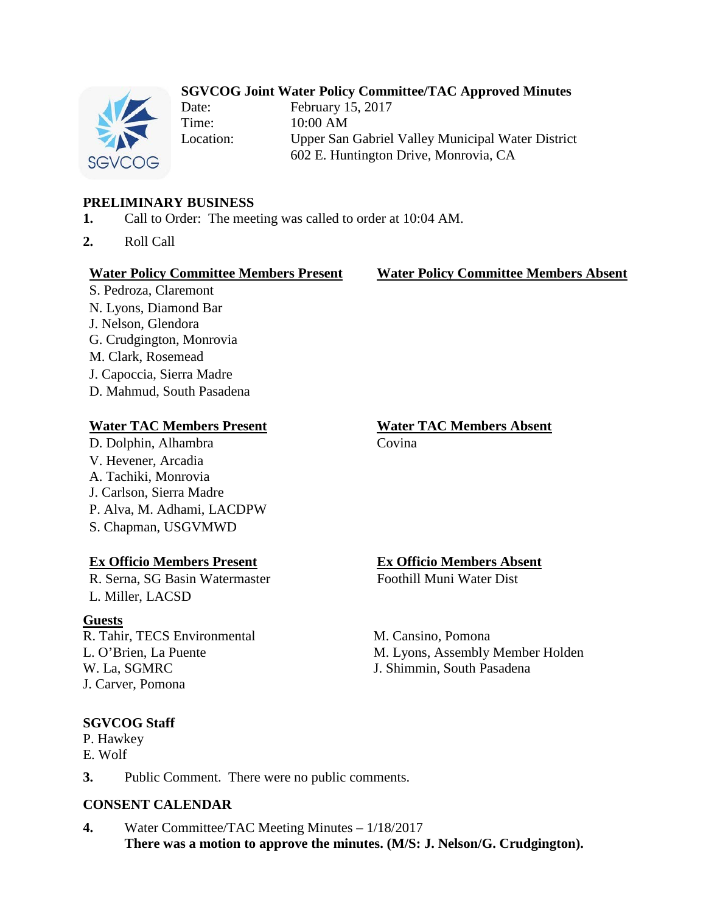# SGVCOG Joint Water Policy Committee/TAC Approved Minutes

Date: February 15, 2017
Time: 10:00 AM
Location: Upper San Gabriel Valley Municipal Water District
602 E. Huntington Drive, Monrovia, CA

## PRELIMINARY BUSINESS

**1.** Call to Order: The meeting was called to order at 10:04 AM.

**2.** Roll Call

**Water Policy Committee Members Present**
S. Pedroza, Claremont
N. Lyons, Diamond Bar
J. Nelson, Glendora
G. Crudgington, Monrovia
M. Clark, Rosemead
J. Capoccia, Sierra Madre
D. Mahmud, South Pasadena

**Water Policy Committee Members Absent**

**Water TAC Members Present**
D. Dolphin, Alhambra
V. Hevener, Arcadia
A. Tachiki, Monrovia
J. Carlson, Sierra Madre
P. Alva, M. Adhami, LACDPW
S. Chapman, USGVMWD

**Water TAC Members Absent**
Covina

**Ex Officio Members Present**
R. Serna, SG Basin Watermaster
L. Miller, LACSD

**Ex Officio Members Absent**
Foothill Muni Water Dist

**Guests**
R. Tahir, TECS Environmental
L. O'Brien, La Puente
W. La, SGMRC
J. Carver, Pomona
M. Cansino, Pomona
M. Lyons, Assembly Member Holden
J. Shimmin, South Pasadena

**SGVCOG Staff**
P. Hawkey
E. Wolf

**3.** Public Comment. There were no public comments.

## CONSENT CALENDAR

**4.** Water Committee/TAC Meeting Minutes – 1/18/2017
**There was a motion to approve the minutes. (M/S: J. Nelson/G. Crudgington).**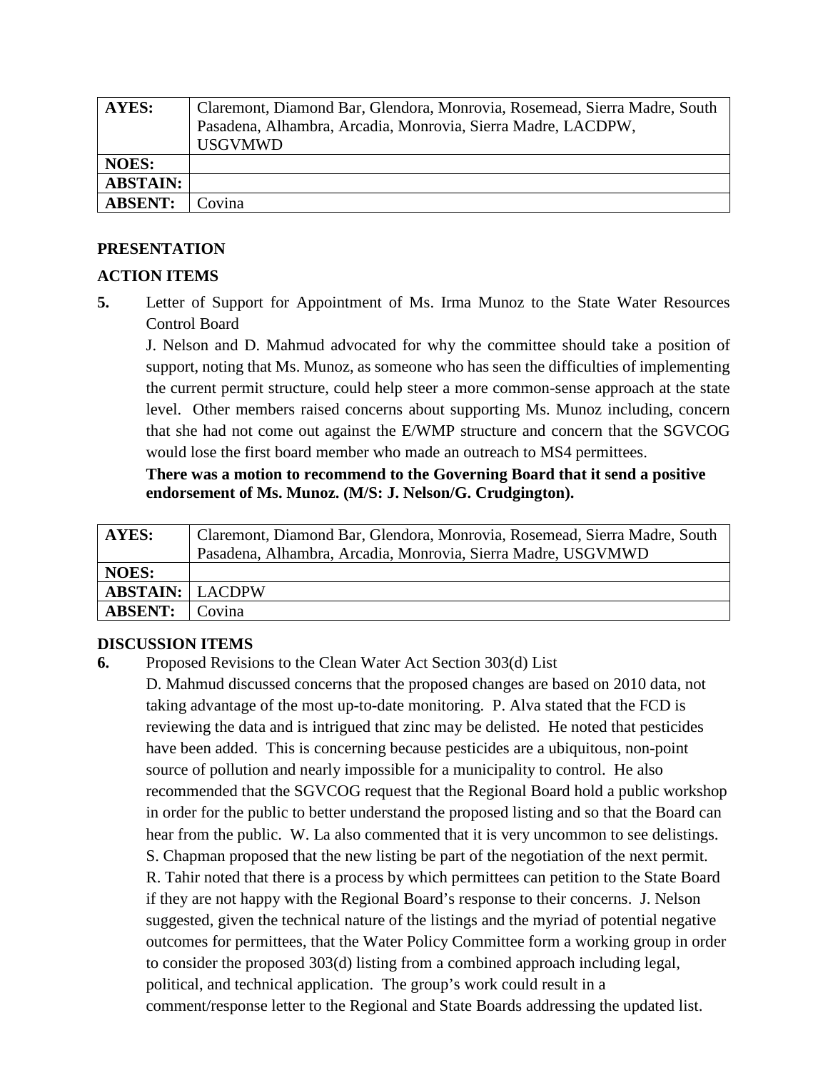| **AYES:** | Claremont, Diamond Bar, Glendora, Monrovia, Rosemead, Sierra Madre, South Pasadena, Alhambra, Arcadia, Monrovia, Sierra Madre, LACDPW, USGVMWD |
|---|---|
| **NOES:** | |
| **ABSTAIN:** | |
| **ABSENT:** | Covina |

**PRESENTATION**

**ACTION ITEMS**

**5.** Letter of Support for Appointment of Ms. Irma Munoz to the State Water Resources Control Board

J. Nelson and D. Mahmud advocated for why the committee should take a position of support, noting that Ms. Munoz, as someone who has seen the difficulties of implementing the current permit structure, could help steer a more common-sense approach at the state level. Other members raised concerns about supporting Ms. Munoz including, concern that she had not come out against the E/WMP structure and concern that the SGVCOG would lose the first board member who made an outreach to MS4 permittees.

**There was a motion to recommend to the Governing Board that it send a positive endorsement of Ms. Munoz. (M/S: J. Nelson/G. Crudgington).**

| **AYES:** | Claremont, Diamond Bar, Glendora, Monrovia, Rosemead, Sierra Madre, South Pasadena, Alhambra, Arcadia, Monrovia, Sierra Madre, USGVMWD |
|---|---|
| **NOES:** | |
| **ABSTAIN:** | LACDPW |
| **ABSENT:** | Covina |

**DISCUSSION ITEMS**

**6.** Proposed Revisions to the Clean Water Act Section 303(d) List

D. Mahmud discussed concerns that the proposed changes are based on 2010 data, not taking advantage of the most up-to-date monitoring. P. Alva stated that the FCD is reviewing the data and is intrigued that zinc may be delisted. He noted that pesticides have been added. This is concerning because pesticides are a ubiquitous, non-point source of pollution and nearly impossible for a municipality to control. He also recommended that the SGVCOG request that the Regional Board hold a public workshop in order for the public to better understand the proposed listing and so that the Board can hear from the public. W. La also commented that it is very uncommon to see delistings. S. Chapman proposed that the new listing be part of the negotiation of the next permit. R. Tahir noted that there is a process by which permittees can petition to the State Board if they are not happy with the Regional Board's response to their concerns. J. Nelson suggested, given the technical nature of the listings and the myriad of potential negative outcomes for permittees, that the Water Policy Committee form a working group in order to consider the proposed 303(d) listing from a combined approach including legal, political, and technical application. The group's work could result in a comment/response letter to the Regional and State Boards addressing the updated list.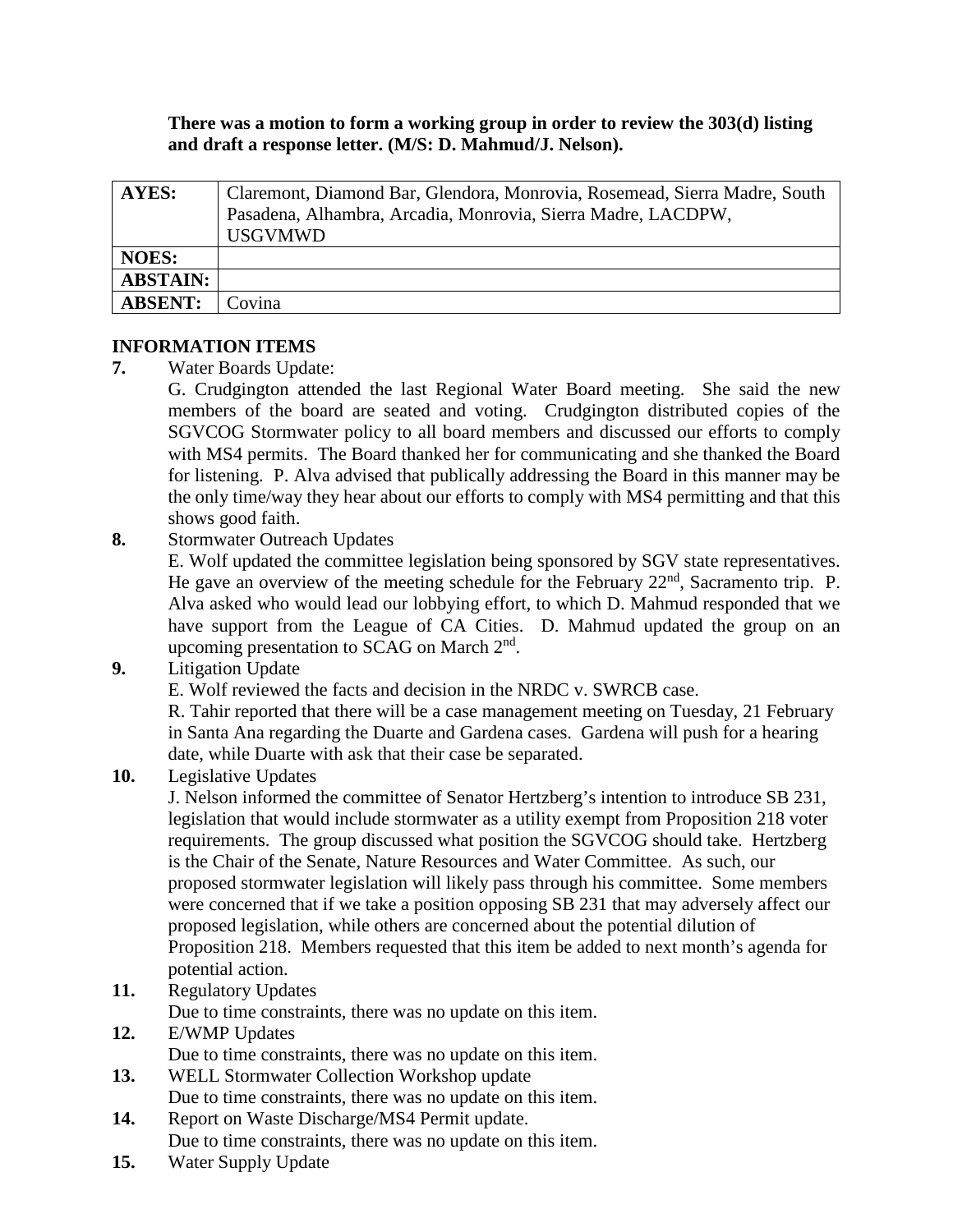**There was a motion to form a working group in order to review the 303(d) listing and draft a response letter. (M/S: D. Mahmud/J. Nelson).**

| **AYES:** | Claremont, Diamond Bar, Glendora, Monrovia, Rosemead, Sierra Madre, South Pasadena, Alhambra, Arcadia, Monrovia, Sierra Madre, LACDPW, USGVMWD |
|---|---|
| **NOES:** | |
| **ABSTAIN:** | |
| **ABSENT:** | Covina |

## INFORMATION ITEMS

**7.** Water Boards Update:

G. Crudgington attended the last Regional Water Board meeting. She said the new members of the board are seated and voting. Crudgington distributed copies of the SGVCOG Stormwater policy to all board members and discussed our efforts to comply with MS4 permits. The Board thanked her for communicating and she thanked the Board for listening. P. Alva advised that publically addressing the Board in this manner may be the only time/way they hear about our efforts to comply with MS4 permitting and that this shows good faith.

**8.** Stormwater Outreach Updates

E. Wolf updated the committee legislation being sponsored by SGV state representatives. He gave an overview of the meeting schedule for the February 22nd, Sacramento trip. P. Alva asked who would lead our lobbying effort, to which D. Mahmud responded that we have support from the League of CA Cities. D. Mahmud updated the group on an upcoming presentation to SCAG on March 2nd.

**9.** Litigation Update

E. Wolf reviewed the facts and decision in the NRDC v. SWRCB case.

R. Tahir reported that there will be a case management meeting on Tuesday, 21 February in Santa Ana regarding the Duarte and Gardena cases. Gardena will push for a hearing date, while Duarte with ask that their case be separated.

**10.** Legislative Updates

J. Nelson informed the committee of Senator Hertzberg's intention to introduce SB 231, legislation that would include stormwater as a utility exempt from Proposition 218 voter requirements. The group discussed what position the SGVCOG should take. Hertzberg is the Chair of the Senate, Nature Resources and Water Committee. As such, our proposed stormwater legislation will likely pass through his committee. Some members were concerned that if we take a position opposing SB 231 that may adversely affect our proposed legislation, while others are concerned about the potential dilution of Proposition 218. Members requested that this item be added to next month's agenda for potential action.

**11.** Regulatory Updates

Due to time constraints, there was no update on this item.

**12.** E/WMP Updates

Due to time constraints, there was no update on this item.

**13.** WELL Stormwater Collection Workshop update

Due to time constraints, there was no update on this item.

**14.** Report on Waste Discharge/MS4 Permit update.

Due to time constraints, there was no update on this item.

**15.** Water Supply Update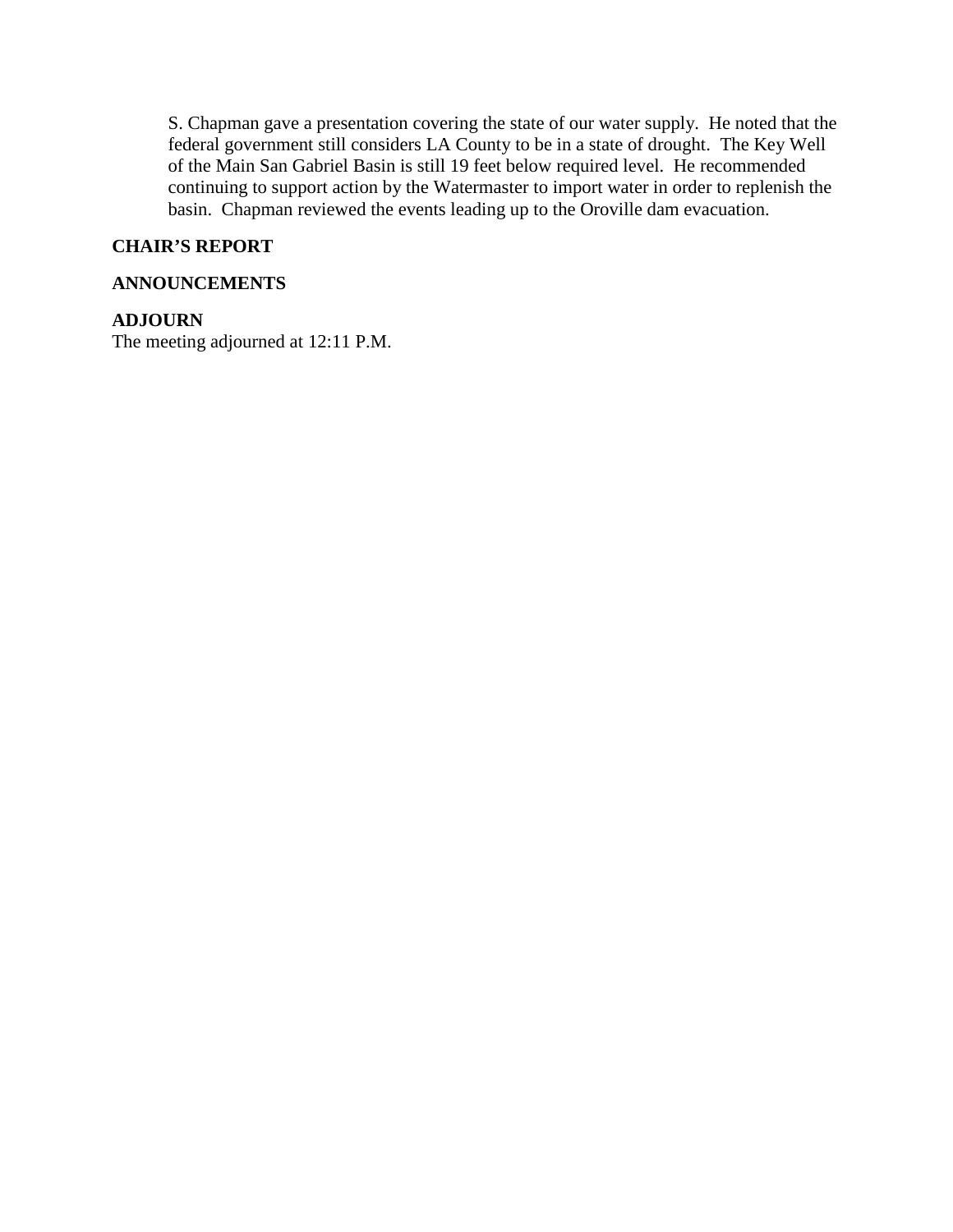S. Chapman gave a presentation covering the state of our water supply. He noted that the federal government still considers LA County to be in a state of drought. The Key Well of the Main San Gabriel Basin is still 19 feet below required level. He recommended continuing to support action by the Watermaster to import water in order to replenish the basin. Chapman reviewed the events leading up to the Oroville dam evacuation.

**CHAIR'S REPORT**

**ANNOUNCEMENTS**

**ADJOURN**

The meeting adjourned at 12:11 P.M.